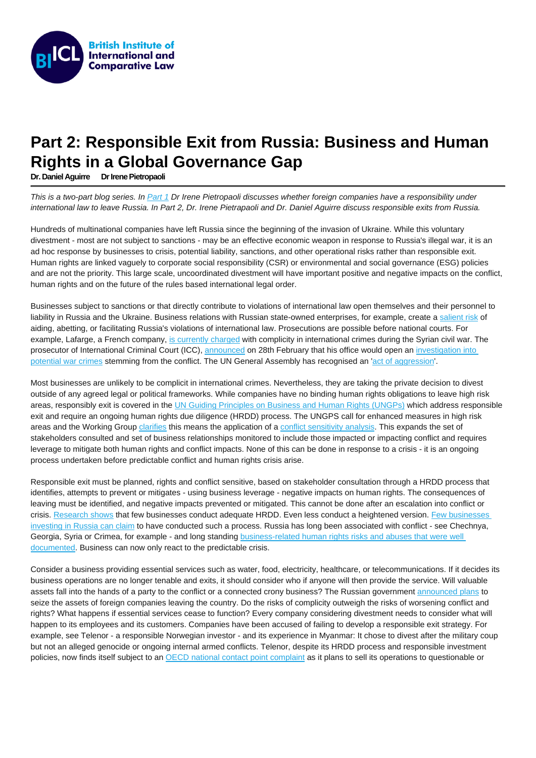# Part 2: Responsible Exit from Russia: Business and Human Rights in a Global Governance Gap

**Dr. Daniel Aguirre Dr Irene Pietropaoli**

*This is a two-part blog series. In Part 1 Dr Irene Pietropaoli discusses whether foreign companies have a responsibility under international law to leave Russia. In Part 2, Dr. Irene Pietrapaoli and Dr. Daniel Aguirre discuss responsible exits from Russia.*

Hundreds of multinational companies have left Russia since the beginning of the invasion of Ukraine. While this voluntary divestment - most are not subject to sanctions - may be an effective economic weapon in response to Russia's illegal war, it is an ad hoc response by businesses to crisis, potential liability, sanctions, and other operational risks rather than responsible exit. Human rights are linked vaguely to corporate social responsibility (CSR) or environmental and social governance (ESG) policies and are not the priority. This large scale, uncoordinated divestment will have important positive and negative impacts on the conflict, human rights and on the future of the rules based international legal order.

Businesses subject to sanctions or that directly contribute to violations of international law open themselves and their personnel to liability in Russia and the Ukraine. Business relations with Russian state-owned enterprises, for example, create a salient risk of aiding, abetting, or facilitating Russia's violations of international law. Prosecutions are possible before national courts. For example, Lafarge, a French company, is currently charged with complicity in international crimes during the Syrian civil war. The prosecutor of International Criminal Court (ICC), announced on 28th February that his office would open an investigation into potential war crimes stemming from the conflict. The UN General Assembly has recognised an 'act of aggression'.

Most businesses are unlikely to be complicit in international crimes. Nevertheless, they are taking the private decision to divest outside of any agreed legal or political frameworks. While companies have no binding human rights obligations to leave high risk areas, responsibly exit is covered in the UN Guiding Principles on Business and Human Rights (UNGPs) which address responsible exit and require an ongoing human rights due diligence (HRDD) process. The UNGPS call for enhanced measures in high risk areas and the Working Group clarifies this means the application of a conflict sensitivity analysis. This expands the set of stakeholders consulted and set of business relationships monitored to include those impacted or impacting conflict and requires leverage to mitigate both human rights and conflict impacts. None of this can be done in response to a crisis - it is an ongoing process undertaken before predictable conflict and human rights crisis arise.

Responsible exit must be planned, rights and conflict sensitive, based on stakeholder consultation through a HRDD process that identifies, attempts to prevent or mitigates - using business leverage - negative impacts on human rights. The consequences of leaving must be identified, and negative impacts prevented or mitigated. This cannot be done after an escalation into conflict or crisis. Research shows that few businesses conduct adequate HRDD. Even less conduct a heightened version. Few businesses investing in Russia can claim to have conducted such a process. Russia has long been associated with conflict - see Chechnya, Georgia, Syria or Crimea, for example - and long standing business-related human rights risks and abuses that were well documented. Business can now only react to the predictable crisis.

Consider a business providing essential services such as water, food, electricity, healthcare, or telecommunications. If it decides its business operations are no longer tenable and exits, it should consider who if anyone will then provide the service. Will valuable assets fall into the hands of a party to the conflict or a connected crony business? The Russian government announced plans to seize the assets of foreign companies leaving the country. Do the risks of complicity outweigh the risks of worsening conflict and rights? What happens if essential services cease to function? Every company considering divestment needs to consider what will happen to its employees and its customers. Companies have been accused of failing to develop a responsible exit strategy. For example, see Telenor - a responsible Norwegian investor - and its experience in Myanmar: It chose to divest after the military coup but not an alleged genocide or ongoing internal armed conflicts. Telenor, despite its HRDD process and responsible investment policies, now finds itself subject to an OECD national contact point complaint as it plans to sell its operations to questionable or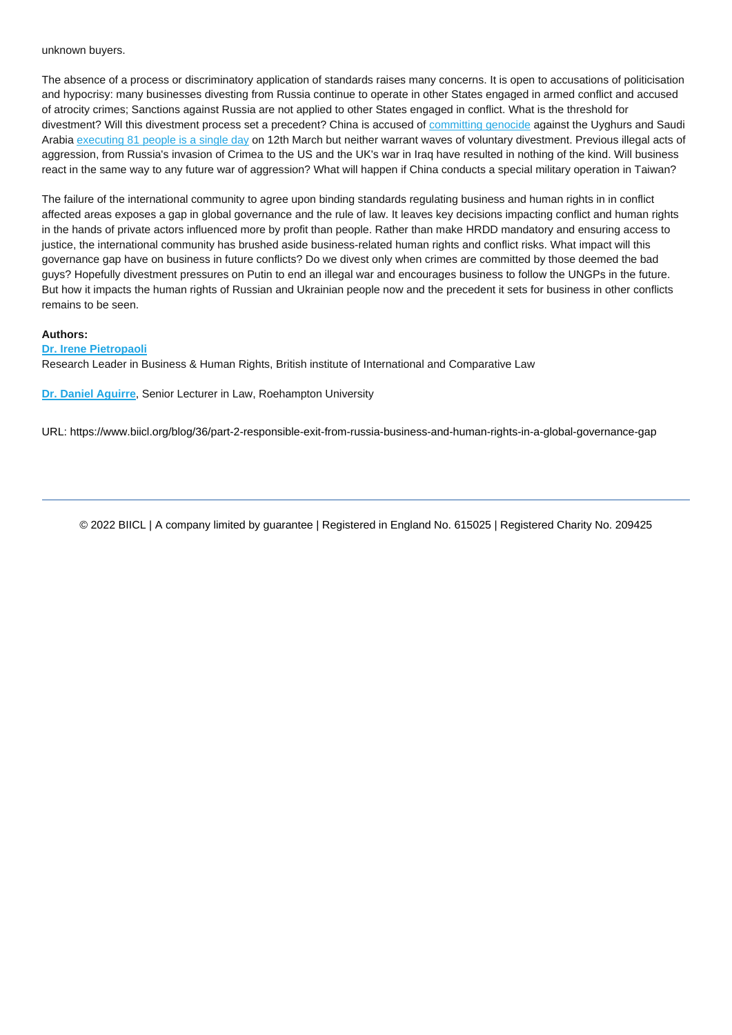unknown buyers.

The absence of a process or discriminatory application of standards raises many concerns. It is open to accusations of politicisation and hypocrisy: many businesses divesting from Russia continue to operate in other States engaged in armed conflict and accused of atrocity crimes; Sanctions against Russia are not applied to other States engaged in conflict. What is the threshold for divestment? Will this divestment process set a precedent? China is accused of committing genocide against the Uyghurs and Saudi Arabia executing 81 people is a single day on 12th March but neither warrant waves of voluntary divestment. Previous illegal acts of aggression, from Russia's invasion of Crimea to the US and the UK's war in Iraq have resulted in nothing of the kind. Will business react in the same way to any future war of aggression? What will happen if China conducts a special military operation in Taiwan?

The failure of the international community to agree upon binding standards regulating business and human rights in in conflict affected areas exposes a gap in global governance and the rule of law. It leaves key decisions impacting conflict and human rights in the hands of private actors influenced more by profit than people. Rather than make HRDD mandatory and ensuring access to justice, the international community has brushed aside business-related human rights and conflict risks. What impact will this governance gap have on business in future conflicts? Do we divest only when crimes are committed by those deemed the bad guys? Hopefully divestment pressures on Putin to end an illegal war and encourages business to follow the UNGPs in the future. But how it impacts the human rights of Russian and Ukrainian people now and the precedent it sets for business in other conflicts remains to be seen.

**Authors:**
**Dr. Irene Pietropaoli**
Research Leader in Business & Human Rights, British institute of International and Comparative Law

**Dr. Daniel Aguirre**, Senior Lecturer in Law, Roehampton University

URL: https://www.biicl.org/blog/36/part-2-responsible-exit-from-russia-business-and-human-rights-in-a-global-governance-gap

© 2022 BIICL | A company limited by guarantee | Registered in England No. 615025 | Registered Charity No. 209425